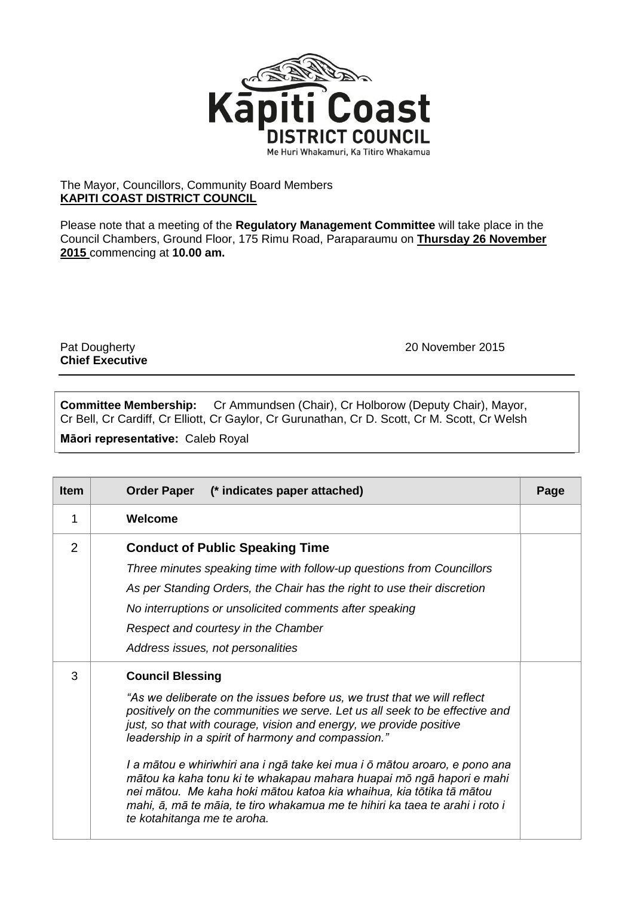The Mayor, Councillors, Community Board Members
**KAPITI COAST DISTRICT COUNCIL**

Please note that a meeting of the **Regulatory Management Committee** will take place in the Council Chambers, Ground Floor, 175 Rimu Road, Paraparaumu on **Thursday 26 November 2015** commencing at **10.00 am.**

Pat Dougherty
**Chief Executive**

20 November 2015

---

**Committee Membership:** Cr Ammundsen (Chair), Cr Holborow (Deputy Chair), Mayor, Cr Bell, Cr Cardiff, Cr Elliott, Cr Gaylor, Cr Gurunathan, Cr D. Scott, Cr M. Scott, Cr Welsh

**Māori representative:** Caleb Royal

| Item | Order Paper (* indicates paper attached) | Page |
|---|---|---|
| 1 | **Welcome** | |
| 2 | **Conduct of Public Speaking Time**<br>*Three minutes speaking time with follow-up questions from Councillors*<br>*As per Standing Orders, the Chair has the right to use their discretion*<br>*No interruptions or unsolicited comments after speaking*<br>*Respect and courtesy in the Chamber*<br>*Address issues, not personalities* | |
| 3 | **Council Blessing**<br>*"As we deliberate on the issues before us, we trust that we will reflect positively on the communities we serve. Let us all seek to be effective and just, so that with courage, vision and energy, we provide positive leadership in a spirit of harmony and compassion."*<br>*I a mātou e whiriwhiri ana i ngā take kei mua i ō mātou aroaro, e pono ana mātou ka kaha tonu ki te whakapau mahara huapai mō ngā hapori e mahi nei mātou. Me kaha hoki mātou katoa kia whaihua, kia tōtika tā mātou mahi, ā, mā te māia, te tiro whakamua me te hihiri ka taea te arahi i roto i te kotahitanga me te aroha.* | |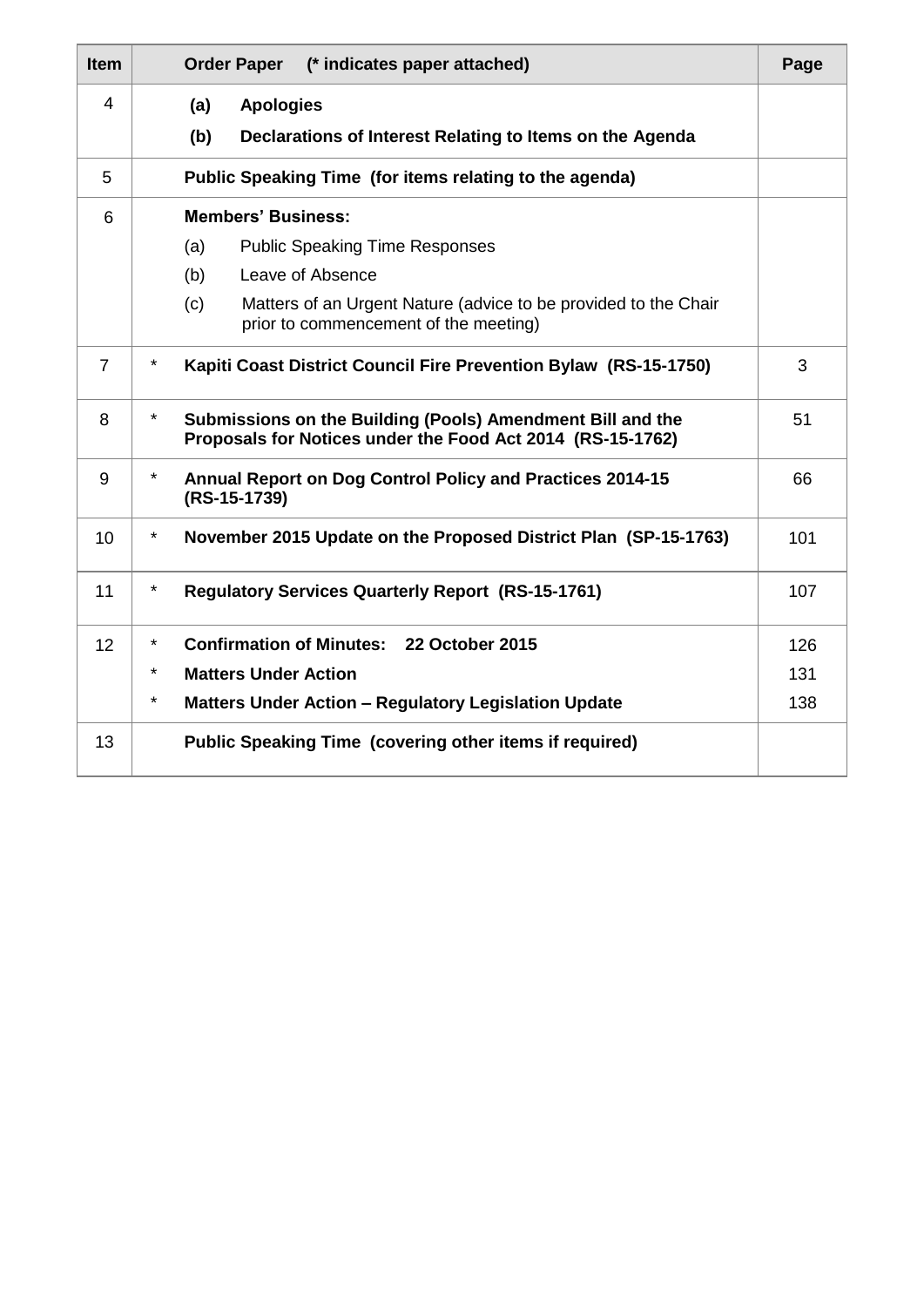| Item | Order Paper (* indicates paper attached) | Page |
|---|---|---|
| 4 | **(a) Apologies**<br>**(b) Declarations of Interest Relating to Items on the Agenda** | |
| 5 | **Public Speaking Time (for items relating to the agenda)** | |
| 6 | **Members' Business:**<br>(a) Public Speaking Time Responses<br>(b) Leave of Absence<br>(c) Matters of an Urgent Nature (advice to be provided to the Chair prior to commencement of the meeting) | |
| 7 | * **Kapiti Coast District Council Fire Prevention Bylaw (RS-15-1750)** | 3 |
| 8 | * **Submissions on the Building (Pools) Amendment Bill and the Proposals for Notices under the Food Act 2014 (RS-15-1762)** | 51 |
| 9 | * **Annual Report on Dog Control Policy and Practices 2014-15 (RS-15-1739)** | 66 |
| 10 | * **November 2015 Update on the Proposed District Plan (SP-15-1763)** | 101 |
| 11 | * **Regulatory Services Quarterly Report (RS-15-1761)** | 107 |
| 12 | * **Confirmation of Minutes: 22 October 2015**<br>* **Matters Under Action**<br>* **Matters Under Action – Regulatory Legislation Update** | 126<br>131<br>138 |
| 13 | **Public Speaking Time (covering other items if required)** | |